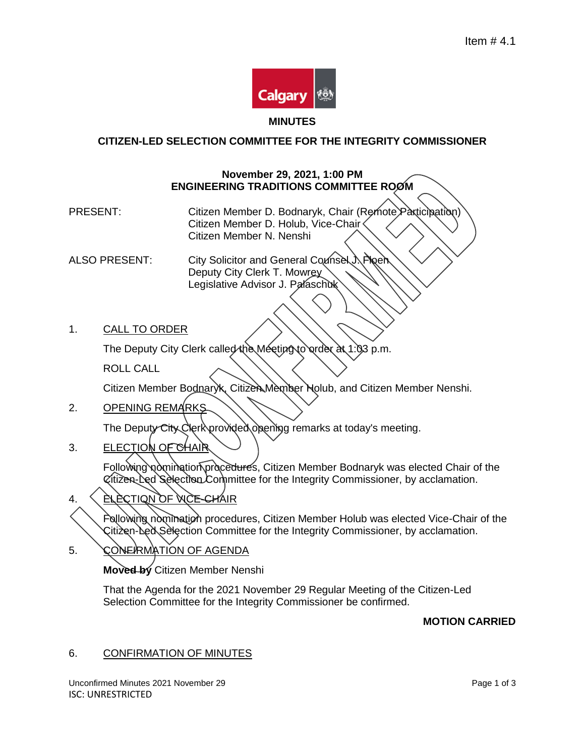Item # 4.1

**MINUTES**

**CITIZEN-LED SELECTION COMMITTEE FOR THE INTEGRITY COMMISSIONER**

**November 29, 2021, 1:00 PM**
**ENGINEERING TRADITIONS COMMITTEE ROOM**

PRESENT: Citizen Member D. Bodnaryk, Chair (Remote Participation)
Citizen Member D. Holub, Vice-Chair
Citizen Member N. Nenshi

ALSO PRESENT: City Solicitor and General Counsel J. Floen
Deputy City Clerk T. Mowrey
Legislative Advisor J. Palaschuk

1. CALL TO ORDER

The Deputy City Clerk called the Meeting to order at 1:03 p.m.

ROLL CALL

Citizen Member Bodnaryk, Citizen Member Holub, and Citizen Member Nenshi.

2. OPENING REMARKS

The Deputy City Clerk provided opening remarks at today's meeting.

3. ELECTION OF CHAIR

Following nomination procedures, Citizen Member Bodnaryk was elected Chair of the Citizen-Led Selection Committee for the Integrity Commissioner, by acclamation.

4. ELECTION OF VICE-CHAIR

Following nomination procedures, Citizen Member Holub was elected Vice-Chair of the Citizen-Led Selection Committee for the Integrity Commissioner, by acclamation.

5. CONFIRMATION OF AGENDA

**Moved by** Citizen Member Nenshi

That the Agenda for the 2021 November 29 Regular Meeting of the Citizen-Led Selection Committee for the Integrity Commissioner be confirmed.

**MOTION CARRIED**

6. CONFIRMATION OF MINUTES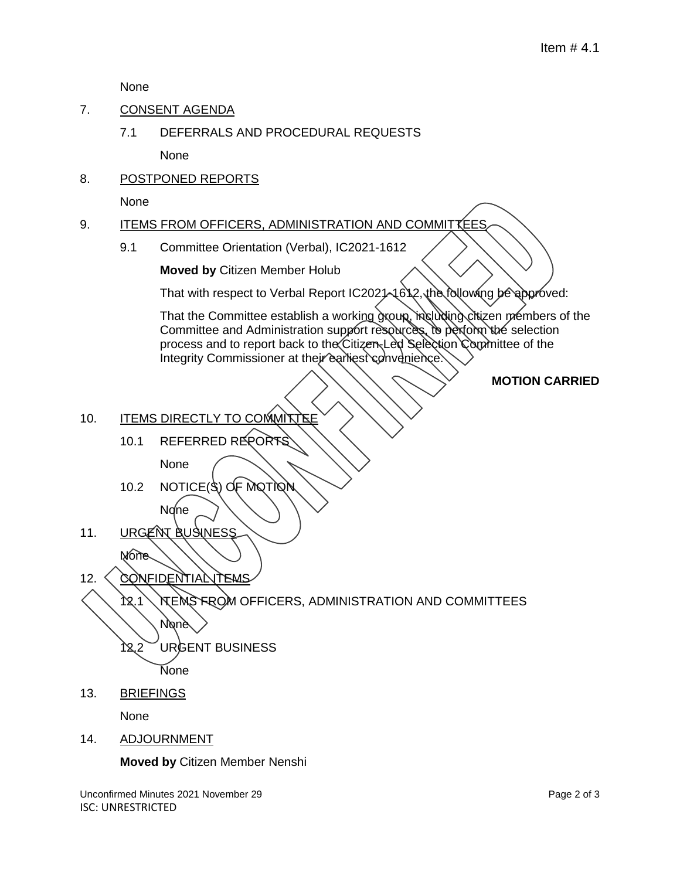None

7. CONSENT AGENDA

   7.1 DEFERRALS AND PROCEDURAL REQUESTS

   None

8. POSTPONED REPORTS

   None

9. ITEMS FROM OFFICERS, ADMINISTRATION AND COMMITTEES

   9.1 Committee Orientation (Verbal), IC2021-1612

   **Moved by** Citizen Member Holub

   That with respect to Verbal Report IC2021-1612, the following be approved:

   That the Committee establish a working group, including citizen members of the Committee and Administration support resources, to perform the selection process and to report back to the Citizen-Led Selection Committee of the Integrity Commissioner at their earliest convenience.

   **MOTION CARRIED**

10. ITEMS DIRECTLY TO COMMITTEE

    10.1 REFERRED REPORTS

    None

    10.2 NOTICE(S) OF MOTION

    None

11. URGENT BUSINESS

    None

12. CONFIDENTIAL ITEMS

    12.1 ITEMS FROM OFFICERS, ADMINISTRATION AND COMMITTEES

    None

    12.2 URGENT BUSINESS

    None

13. BRIEFINGS

    None

14. ADJOURNMENT

    **Moved by** Citizen Member Nenshi

Unconfirmed Minutes 2021 November 29

ISC: UNRESTRICTED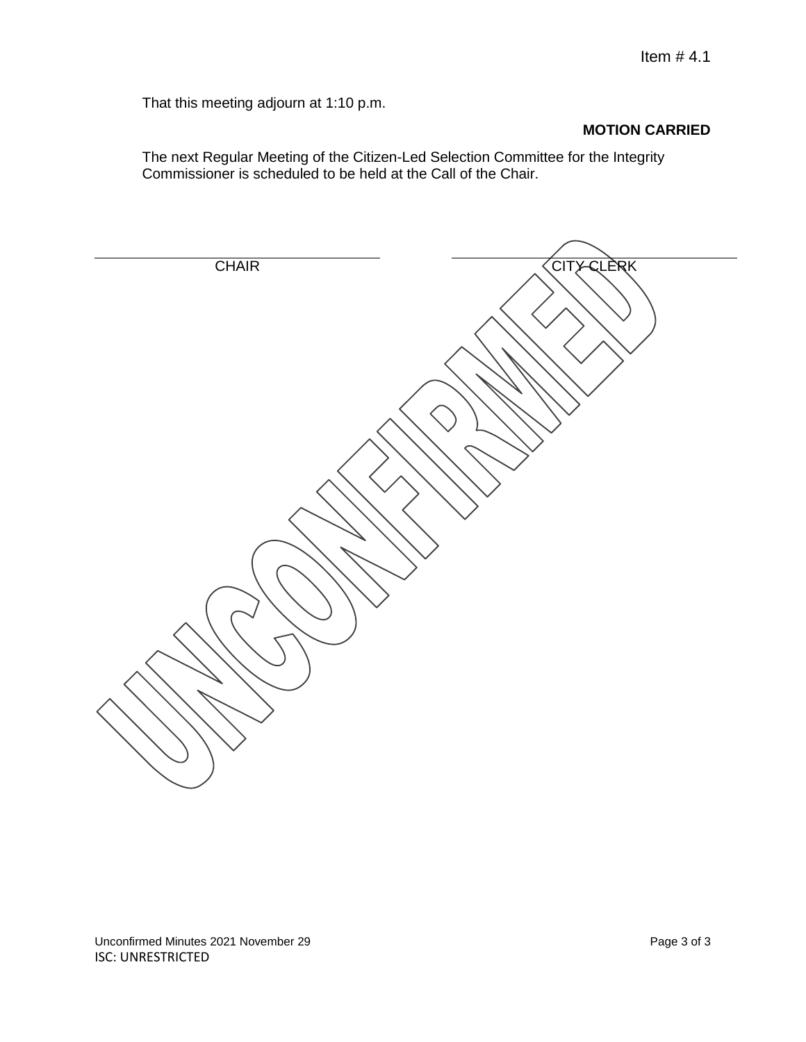Item # 4.1

That this meeting adjourn at 1:10 p.m.

**MOTION CARRIED**

The next Regular Meeting of the Citizen-Led Selection Committee for the Integrity Commissioner is scheduled to be held at the Call of the Chair.

| | |
|---|---|
| CHAIR | CITY CLERK |

UNCONFIRMED

ISC: UNRESTRICTED